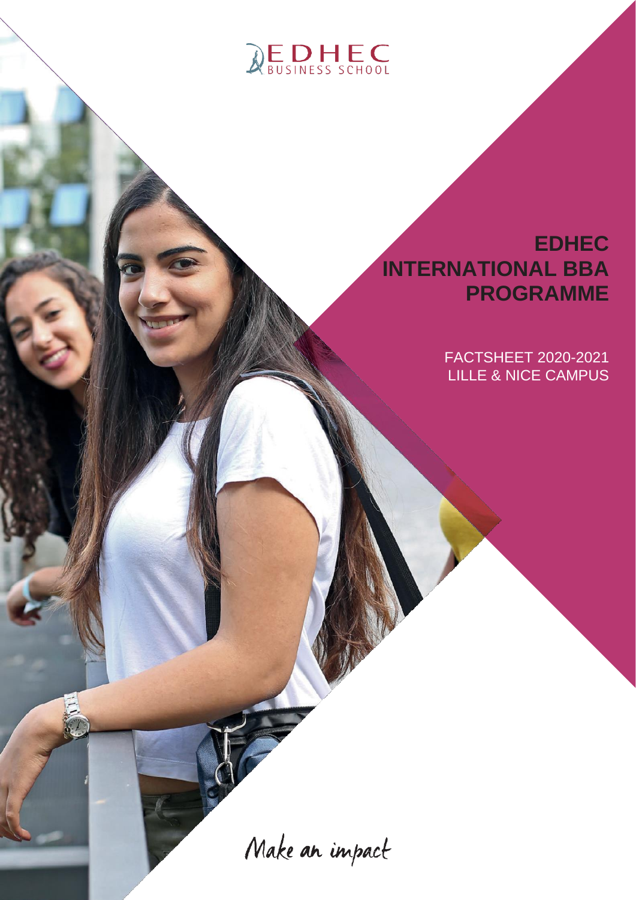EDHEC BUSINESS SCHOOL

# EDHEC INTERNATIONAL BBA PROGRAMME

FACTSHEET 2020-2021
LILLE & NICE CAMPUS

*Make an impact*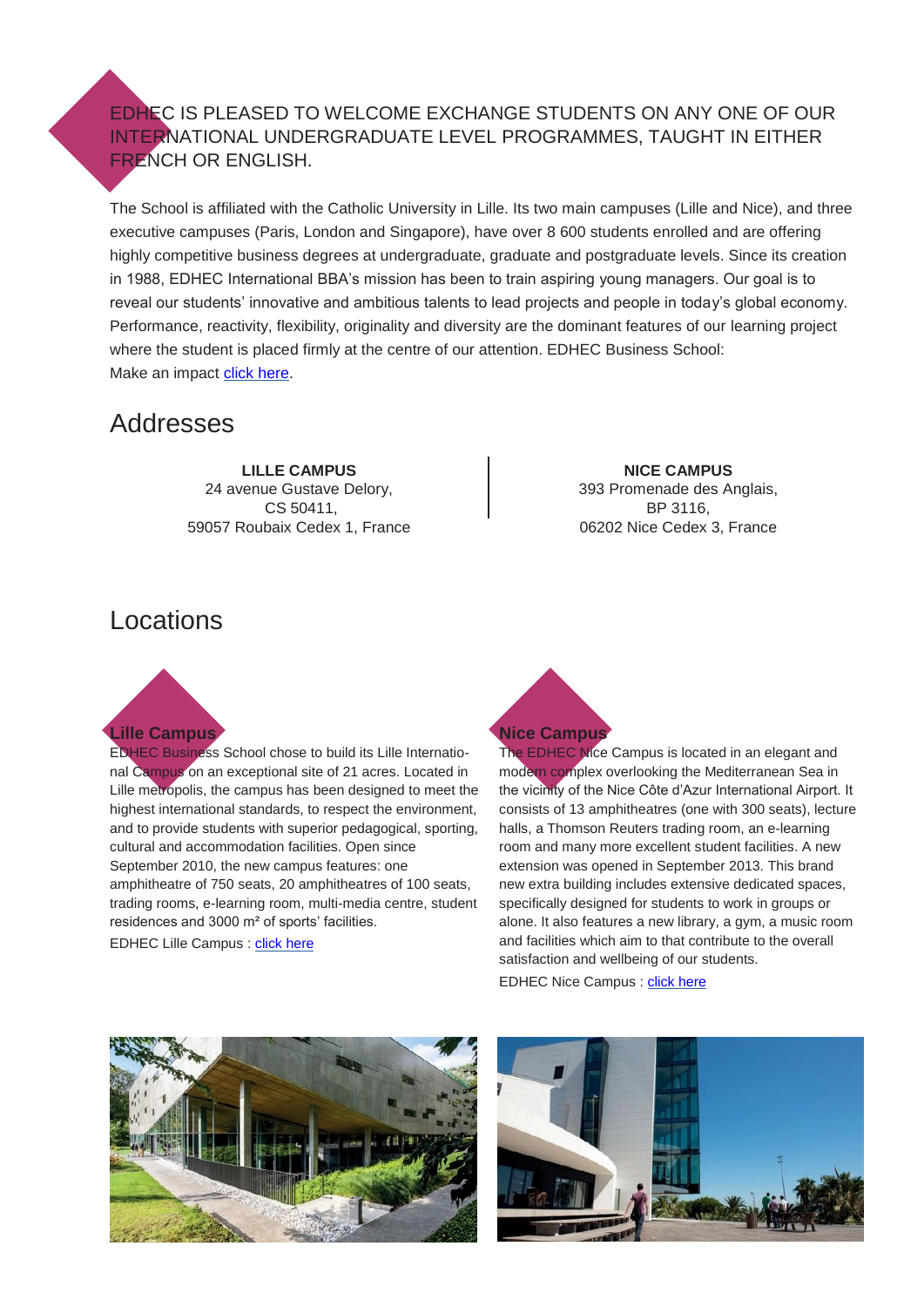EDHEC IS PLEASED TO WELCOME EXCHANGE STUDENTS ON ANY ONE OF OUR INTERNATIONAL UNDERGRADUATE LEVEL PROGRAMMES, TAUGHT IN EITHER FRENCH OR ENGLISH.

The School is affiliated with the Catholic University in Lille. Its two main campuses (Lille and Nice), and three executive campuses (Paris, London and Singapore), have over 8 600 students enrolled and are offering highly competitive business degrees at undergraduate, graduate and postgraduate levels. Since its creation in 1988, EDHEC International BBA's mission has been to train aspiring young managers. Our goal is to reveal our students' innovative and ambitious talents to lead projects and people in today's global economy. Performance, reactivity, flexibility, originality and diversity are the dominant features of our learning project where the student is placed firmly at the centre of our attention. EDHEC Business School: Make an impact click here.

## Addresses

**LILLE CAMPUS**
24 avenue Gustave Delory,
CS 50411,
59057 Roubaix Cedex 1, France

**NICE CAMPUS**
393 Promenade des Anglais,
BP 3116,
06202 Nice Cedex 3, France

## Locations

**Lille Campus**

EDHEC Business School chose to build its Lille International Campus on an exceptional site of 21 acres. Located in Lille metropolis, the campus has been designed to meet the highest international standards, to respect the environment, and to provide students with superior pedagogical, sporting, cultural and accommodation facilities. Open since September 2010, the new campus features: one amphitheatre of 750 seats, 20 amphitheatres of 100 seats, trading rooms, e-learning room, multi-media centre, student residences and 3000 m² of sports' facilities.

EDHEC Lille Campus : click here

**Nice Campus**

The EDHEC Nice Campus is located in an elegant and modern complex overlooking the Mediterranean Sea in the vicinity of the Nice Côte d'Azur International Airport. It consists of 13 amphitheatres (one with 300 seats), lecture halls, a Thomson Reuters trading room, an e-learning room and many more excellent student facilities. A new extension was opened in September 2013. This brand new extra building includes extensive dedicated spaces, specifically designed for students to work in groups or alone. It also features a new library, a gym, a music room and facilities which aim to that contribute to the overall satisfaction and wellbeing of our students.

EDHEC Nice Campus : click here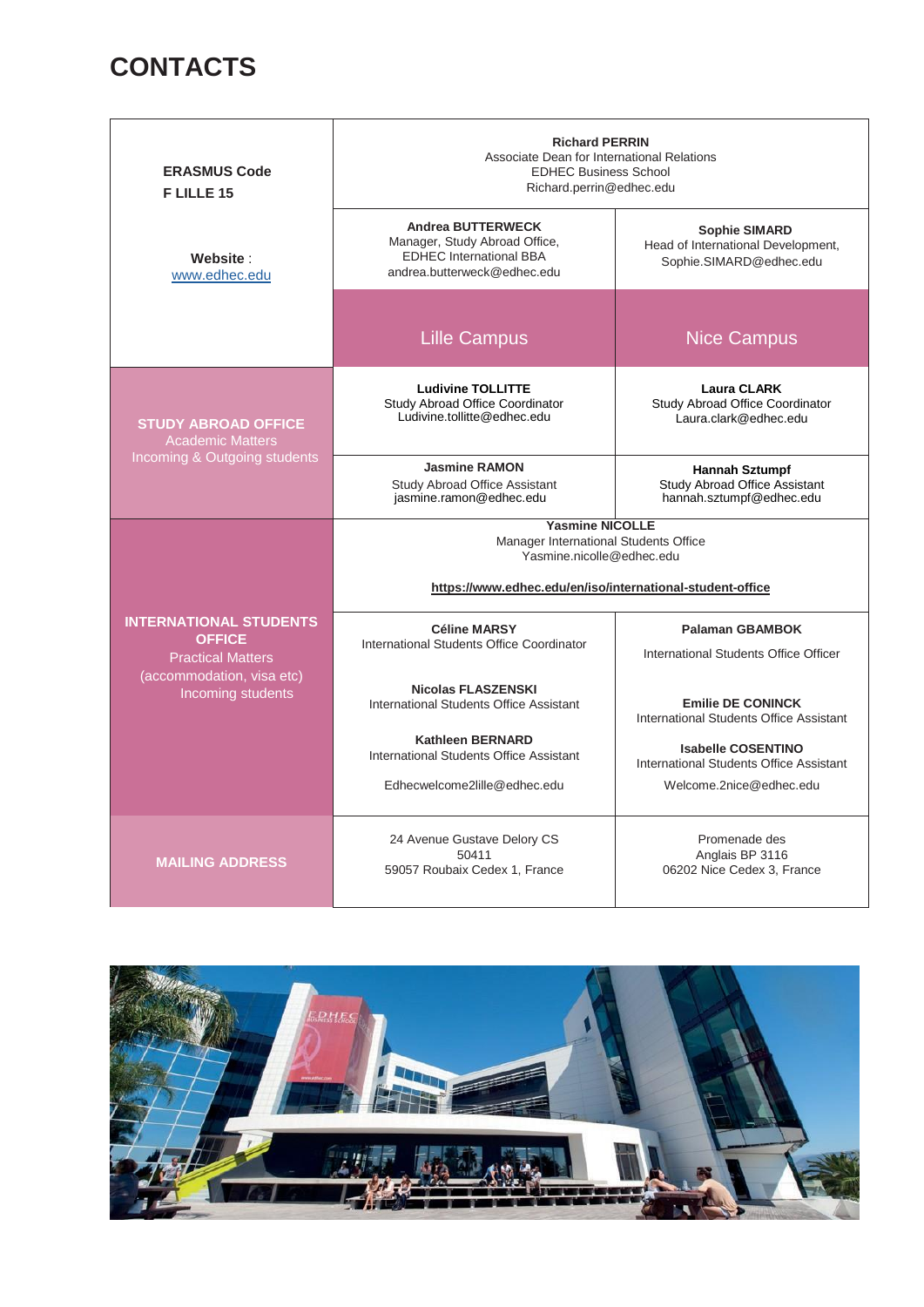# CONTACTS

| | | |
|---|---|---|
| **ERASMUS Code**<br>**F LILLE 15**<br><br>**Website** : [www.edhec.edu](http://www.edhec.edu) | **Richard PERRIN**<br>Associate Dean for International Relations<br>EDHEC Business School<br>Richard.perrin@edhec.edu | |
| | **Andrea BUTTERWECK**<br>Manager, Study Abroad Office,<br>EDHEC International BBA<br>andrea.butterweck@edhec.edu | **Sophie SIMARD**<br>Head of International Development,<br>Sophie.SIMARD@edhec.edu |
| | Lille Campus | Nice Campus |
| **STUDY ABROAD OFFICE**<br>Academic Matters<br>Incoming & Outgoing students | **Ludivine TOLLITTE**<br>Study Abroad Office Coordinator<br>Ludivine.tollitte@edhec.edu | **Laura CLARK**<br>Study Abroad Office Coordinator<br>Laura.clark@edhec.edu |
| | **Jasmine RAMON**<br>Study Abroad Office Assistant<br>jasmine.ramon@edhec.edu | **Hannah Sztumpf**<br>Study Abroad Office Assistant<br>hannah.sztumpf@edhec.edu |
| **INTERNATIONAL STUDENTS OFFICE**<br>Practical Matters<br>(accommodation, visa etc)<br>Incoming students | **Yasmine NICOLLE**<br>Manager International Students Office<br>Yasmine.nicolle@edhec.edu<br><br>**https://www.edhec.edu/en/iso/international-student-office** | |
| | **Céline MARSY**<br>International Students Office Coordinator<br><br>**Nicolas FLASZENSKI**<br>International Students Office Assistant<br><br>**Kathleen BERNARD**<br>International Students Office Assistant<br><br>Edhecwelcome2lille@edhec.edu | **Palaman GBAMBOK**<br>International Students Office Officer<br><br>**Emilie DE CONINCK**<br>International Students Office Assistant<br><br>**Isabelle COSENTINO**<br>International Students Office Assistant<br><br>Welcome.2nice@edhec.edu |
| **MAILING ADDRESS** | 24 Avenue Gustave Delory CS 50411<br>59057 Roubaix Cedex 1, France | Promenade des Anglais BP 3116<br>06202 Nice Cedex 3, France |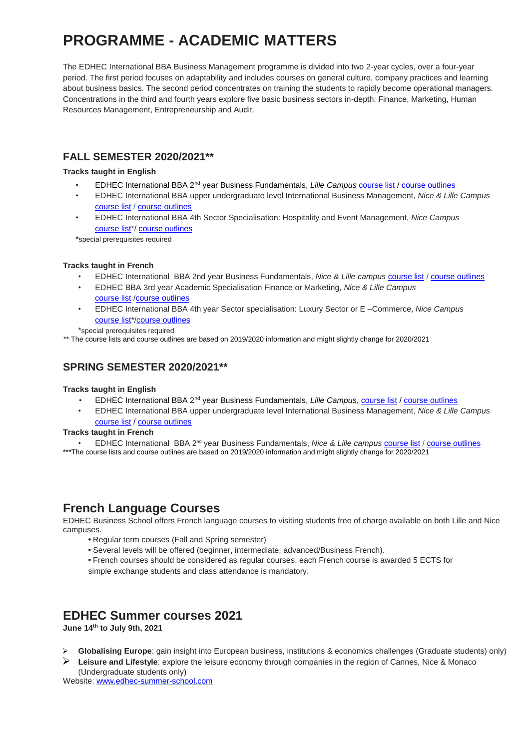# PROGRAMME - ACADEMIC MATTERS

The EDHEC International BBA Business Management programme is divided into two 2-year cycles, over a four-year period. The first period focuses on adaptability and includes courses on general culture, company practices and learning about business basics. The second period concentrates on training the students to rapidly become operational managers. Concentrations in the third and fourth years explore five basic business sectors in-depth: Finance, Marketing, Human Resources Management, Entrepreneurship and Audit.

## FALL SEMESTER 2020/2021**

**Tracks taught in English**

- EDHEC International BBA 2nd year Business Fundamentals, *Lille Campus* course list / course outlines
- EDHEC International BBA upper undergraduate level International Business Management, *Nice & Lille Campus* course list / course outlines
- EDHEC International BBA 4th Sector Specialisation: Hospitality and Event Management, *Nice Campus* course list*/ course outlines

*special prerequisites required

**Tracks taught in French**

- EDHEC International BBA 2nd year Business Fundamentals, *Nice & Lille campus* course list / course outlines
- EDHEC BBA 3rd year Academic Specialisation Finance or Marketing, *Nice & Lille Campus* course list /course outlines
- EDHEC International BBA 4th year Sector specialisation: Luxury Sector or E –Commerce, *Nice Campus* course list*/course outlines

*special prerequisites required

** The course lists and course outlines are based on 2019/2020 information and might slightly change for 2020/2021

## SPRING SEMESTER 2020/2021**

**Tracks taught in English**

- EDHEC International BBA 2nd year Business Fundamentals, *Lille Campus*, course list / course outlines
- EDHEC International BBA upper undergraduate level International Business Management, *Nice & Lille Campus* course list / course outlines

**Tracks taught in French**

- EDHEC International BBA 2nd year Business Fundamentals, *Nice & Lille campus* course list / course outlines

***The course lists and course outlines are based on 2019/2020 information and might slightly change for 2020/2021

## French Language Courses

EDHEC Business School offers French language courses to visiting students free of charge available on both Lille and Nice campuses.

- Regular term courses (Fall and Spring semester)
- Several levels will be offered (beginner, intermediate, advanced/Business French).
- French courses should be considered as regular courses, each French course is awarded 5 ECTS for simple exchange students and class attendance is mandatory.

## EDHEC Summer courses 2021

**June 14th to July 9th, 2021**

- **Globalising Europe**: gain insight into European business, institutions & economics challenges (Graduate students) only)
- **Leisure and Lifestyle**: explore the leisure economy through companies in the region of Cannes, Nice & Monaco (Undergraduate students only)

Website: www.edhec-summer-school.com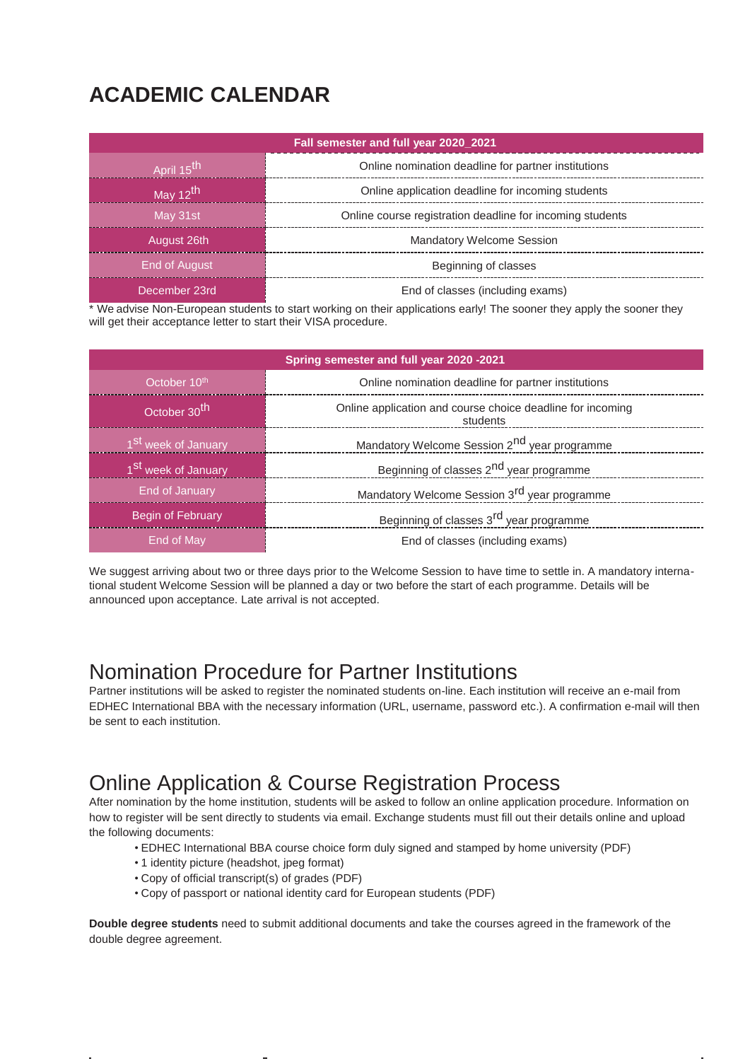# ACADEMIC CALENDAR

| Fall semester and full year 2020_2021 | |
|---|---|
| April 15th | Online nomination deadline for partner institutions |
| May 12th | Online application deadline for incoming students |
| May 31st | Online course registration deadline for incoming students |
| August 26th | Mandatory Welcome Session |
| End of August | Beginning of classes |
| December 23rd | End of classes (including exams) |

* We advise Non-European students to start working on their applications early! The sooner they apply the sooner they will get their acceptance letter to start their VISA procedure.

| Spring semester and full year 2020 -2021 | |
|---|---|
| October 10th | Online nomination deadline for partner institutions |
| October 30th | Online application and course choice deadline for incoming students |
| 1st week of January | Mandatory Welcome Session 2nd year programme |
| 1st week of January | Beginning of classes 2nd year programme |
| End of January | Mandatory Welcome Session 3rd year programme |
| Begin of February | Beginning of classes 3rd year programme |
| End of May | End of classes (including exams) |

We suggest arriving about two or three days prior to the Welcome Session to have time to settle in. A mandatory international student Welcome Session will be planned a day or two before the start of each programme. Details will be announced upon acceptance. Late arrival is not accepted.

## Nomination Procedure for Partner Institutions

Partner institutions will be asked to register the nominated students on-line. Each institution will receive an e-mail from EDHEC International BBA with the necessary information (URL, username, password etc.). A confirmation e-mail will then be sent to each institution.

## Online Application & Course Registration Process

After nomination by the home institution, students will be asked to follow an online application procedure. Information on how to register will be sent directly to students via email. Exchange students must fill out their details online and upload the following documents:

- EDHEC International BBA course choice form duly signed and stamped by home university (PDF)
- 1 identity picture (headshot, jpeg format)
- Copy of official transcript(s) of grades (PDF)
- Copy of passport or national identity card for European students (PDF)

**Double degree students** need to submit additional documents and take the courses agreed in the framework of the double degree agreement.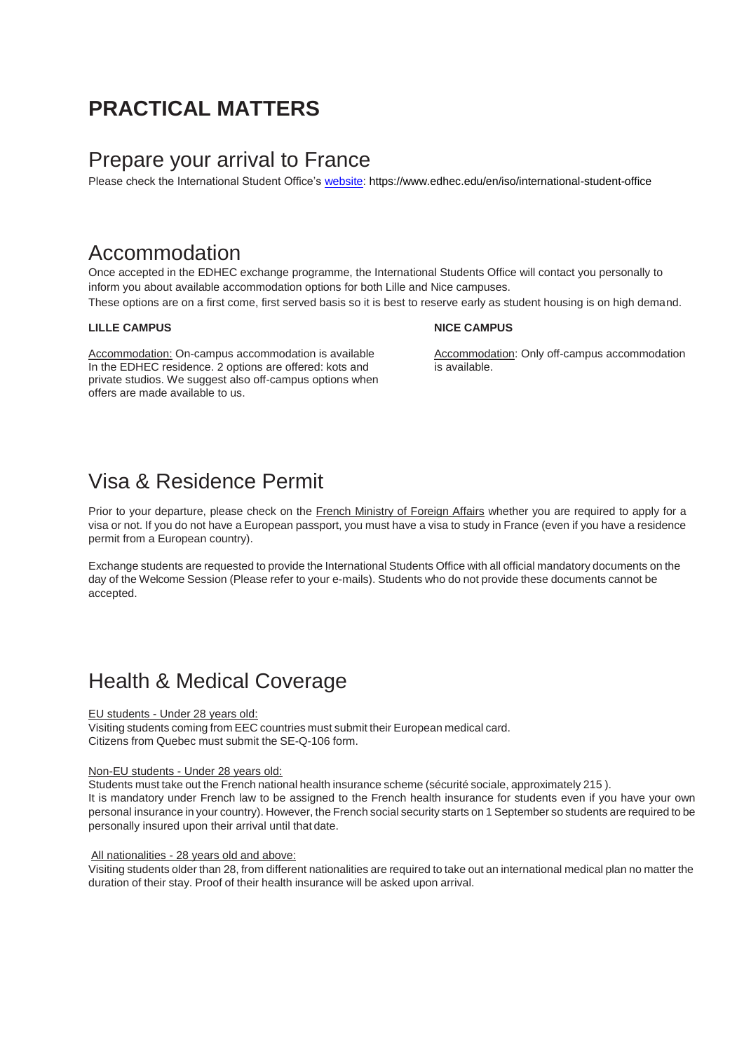# PRACTICAL MATTERS

## Prepare your arrival to France

Please check the International Student Office's website: https://www.edhec.edu/en/iso/international-student-office

## Accommodation

Once accepted in the EDHEC exchange programme, the International Students Office will contact you personally to inform you about available accommodation options for both Lille and Nice campuses.
These options are on a first come, first served basis so it is best to reserve early as student housing is on high demand.

**LILLE CAMPUS**

Accommodation: On-campus accommodation is available In the EDHEC residence. 2 options are offered: kots and private studios. We suggest also off-campus options when offers are made available to us.

**NICE CAMPUS**

Accommodation: Only off-campus accommodation is available.

## Visa & Residence Permit

Prior to your departure, please check on the French Ministry of Foreign Affairs whether you are required to apply for a visa or not. If you do not have a European passport, you must have a visa to study in France (even if you have a residence permit from a European country).

Exchange students are requested to provide the International Students Office with all official mandatory documents on the day of the Welcome Session (Please refer to your e-mails). Students who do not provide these documents cannot be accepted.

## Health & Medical Coverage

EU students - Under 28 years old:
Visiting students coming from EEC countries must submit their European medical card.
Citizens from Quebec must submit the SE-Q-106 form.

Non-EU students - Under 28 years old:
Students must take out the French national health insurance scheme (sécurité sociale, approximately 215 ).
It is mandatory under French law to be assigned to the French health insurance for students even if you have your own personal insurance in your country). However, the French social security starts on 1 September so students are required to be personally insured upon their arrival until that date.

All nationalities - 28 years old and above:
Visiting students older than 28, from different nationalities are required to take out an international medical plan no matter the duration of their stay. Proof of their health insurance will be asked upon arrival.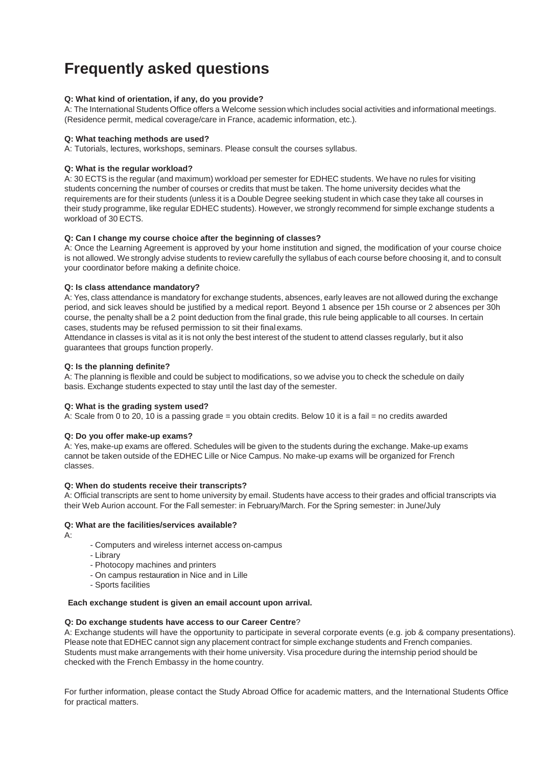# Frequently asked questions

**Q: What kind of orientation, if any, do you provide?**
A: The International Students Office offers a Welcome session which includes social activities and informational meetings. (Residence permit, medical coverage/care in France, academic information, etc.).

**Q: What teaching methods are used?**
A: Tutorials, lectures, workshops, seminars. Please consult the courses syllabus.

**Q: What is the regular workload?**
A: 30 ECTS is the regular (and maximum) workload per semester for EDHEC students. We have no rules for visiting students concerning the number of courses or credits that must be taken. The home university decides what the requirements are for their students (unless it is a Double Degree seeking student in which case they take all courses in their study programme, like regular EDHEC students). However, we strongly recommend for simple exchange students a workload of 30 ECTS.

**Q: Can I change my course choice after the beginning of classes?**
A: Once the Learning Agreement is approved by your home institution and signed, the modification of your course choice is not allowed. We strongly advise students to review carefully the syllabus of each course before choosing it, and to consult your coordinator before making a definite choice.

**Q: Is class attendance mandatory?**
A: Yes, class attendance is mandatory for exchange students, absences, early leaves are not allowed during the exchange period, and sick leaves should be justified by a medical report. Beyond 1 absence per 15h course or 2 absences per 30h course, the penalty shall be a 2 point deduction from the final grade, this rule being applicable to all courses. In certain cases, students may be refused permission to sit their final exams.
Attendance in classes is vital as it is not only the best interest of the student to attend classes regularly, but it also guarantees that groups function properly.

**Q: Is the planning definite?**
A: The planning is flexible and could be subject to modifications, so we advise you to check the schedule on daily basis. Exchange students expected to stay until the last day of the semester.

**Q: What is the grading system used?**
A: Scale from 0 to 20, 10 is a passing grade = you obtain credits. Below 10 it is a fail = no credits awarded

**Q: Do you offer make-up exams?**
A: Yes, make-up exams are offered. Schedules will be given to the students during the exchange. Make-up exams cannot be taken outside of the EDHEC Lille or Nice Campus. No make-up exams will be organized for French classes.

**Q: When do students receive their transcripts?**
A: Official transcripts are sent to home university by email. Students have access to their grades and official transcripts via their Web Aurion account. For the Fall semester: in February/March. For the Spring semester: in June/July

**Q: What are the facilities/services available?**
A:

- Computers and wireless internet access on-campus
- Library
- Photocopy machines and printers
- On campus restauration in Nice and in Lille
- Sports facilities

**Each exchange student is given an email account upon arrival.**

**Q: Do exchange students have access to our Career Centre**?
A: Exchange students will have the opportunity to participate in several corporate events (e.g. job & company presentations). Please note that EDHEC cannot sign any placement contract for simple exchange students and French companies. Students must make arrangements with their home university. Visa procedure during the internship period should be checked with the French Embassy in the home country.

For further information, please contact the Study Abroad Office for academic matters, and the International Students Office for practical matters.